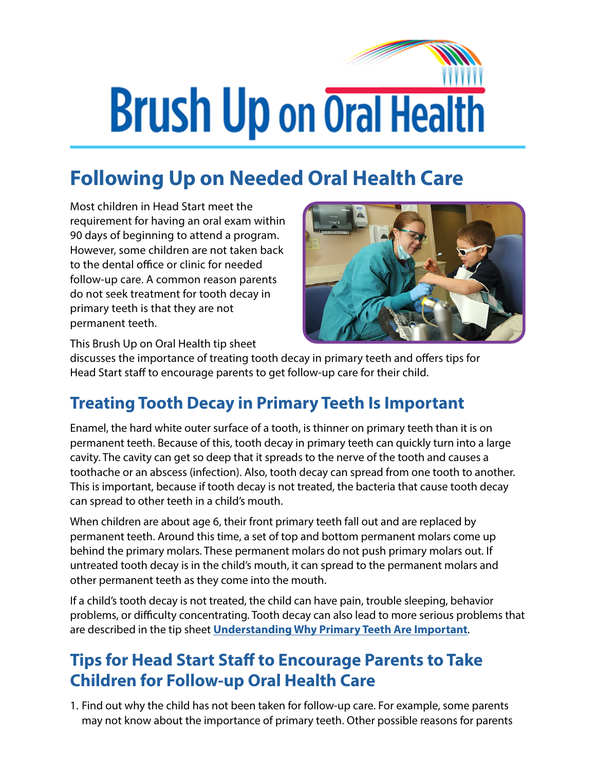# Brush Up on Oral Health

## Following Up on Needed Oral Health Care

Most children in Head Start meet the requirement for having an oral exam within 90 days of beginning to attend a program. However, some children are not taken back to the dental office or clinic for needed follow-up care. A common reason parents do not seek treatment for tooth decay in primary teeth is that they are not permanent teeth.

This Brush Up on Oral Health tip sheet discusses the importance of treating tooth decay in primary teeth and offers tips for Head Start staff to encourage parents to get follow-up care for their child.

## Treating Tooth Decay in Primary Teeth Is Important

Enamel, the hard white outer surface of a tooth, is thinner on primary teeth than it is on permanent teeth. Because of this, tooth decay in primary teeth can quickly turn into a large cavity. The cavity can get so deep that it spreads to the nerve of the tooth and causes a toothache or an abscess (infection). Also, tooth decay can spread from one tooth to another. This is important, because if tooth decay is not treated, the bacteria that cause tooth decay can spread to other teeth in a child's mouth.

When children are about age 6, their front primary teeth fall out and are replaced by permanent teeth. Around this time, a set of top and bottom permanent molars come up behind the primary molars. These permanent molars do not push primary molars out. If untreated tooth decay is in the child's mouth, it can spread to the permanent molars and other permanent teeth as they come into the mouth.

If a child's tooth decay is not treated, the child can have pain, trouble sleeping, behavior problems, or difficulty concentrating. Tooth decay can also lead to more serious problems that are described in the tip sheet **Understanding Why Primary Teeth Are Important**.

## Tips for Head Start Staff to Encourage Parents to Take Children for Follow-up Oral Health Care

1. Find out why the child has not been taken for follow-up care. For example, some parents may not know about the importance of primary teeth. Other possible reasons for parents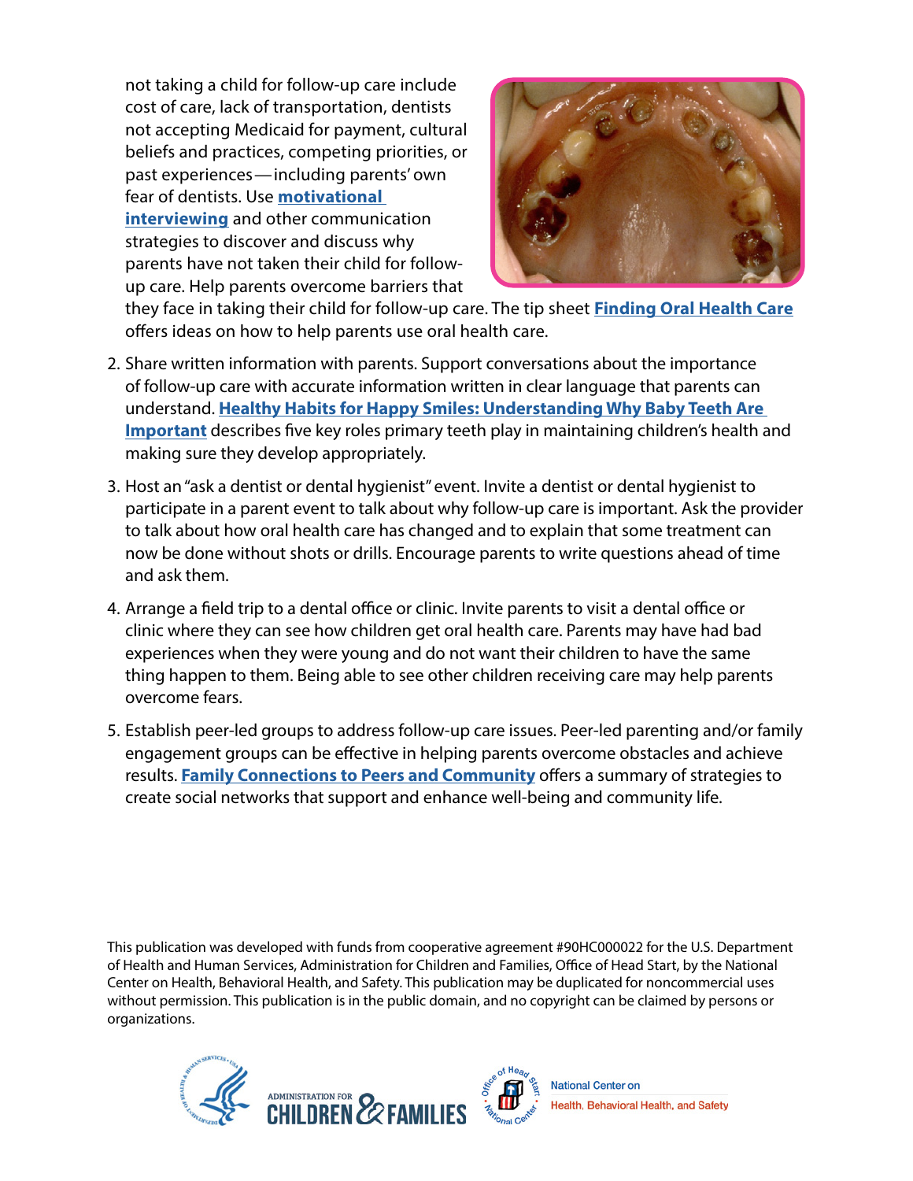not taking a child for follow-up care include cost of care, lack of transportation, dentists not accepting Medicaid for payment, cultural beliefs and practices, competing priorities, or past experiences—including parents' own fear of dentists. Use **motivational interviewing** and other communication strategies to discover and discuss why parents have not taken their child for follow-up care. Help parents overcome barriers that they face in taking their child for follow-up care. The tip sheet **Finding Oral Health Care** offers ideas on how to help parents use oral health care.

2. Share written information with parents. Support conversations about the importance of follow-up care with accurate information written in clear language that parents can understand. **Healthy Habits for Happy Smiles: Understanding Why Baby Teeth Are Important** describes five key roles primary teeth play in maintaining children's health and making sure they develop appropriately.

3. Host an "ask a dentist or dental hygienist" event. Invite a dentist or dental hygienist to participate in a parent event to talk about why follow-up care is important. Ask the provider to talk about how oral health care has changed and to explain that some treatment can now be done without shots or drills. Encourage parents to write questions ahead of time and ask them.

4. Arrange a field trip to a dental office or clinic. Invite parents to visit a dental office or clinic where they can see how children get oral health care. Parents may have had bad experiences when they were young and do not want their children to have the same thing happen to them. Being able to see other children receiving care may help parents overcome fears.

5. Establish peer-led groups to address follow-up care issues. Peer-led parenting and/or family engagement groups can be effective in helping parents overcome obstacles and achieve results. **Family Connections to Peers and Community** offers a summary of strategies to create social networks that support and enhance well-being and community life.

This publication was developed with funds from cooperative agreement #90HC000022 for the U.S. Department of Health and Human Services, Administration for Children and Families, Office of Head Start, by the National Center on Health, Behavioral Health, and Safety. This publication may be duplicated for noncommercial uses without permission. This publication is in the public domain, and no copyright can be claimed by persons or organizations.

ADMINISTRATION FOR CHILDREN & FAMILIES

National Center on Health, Behavioral Health, and Safety